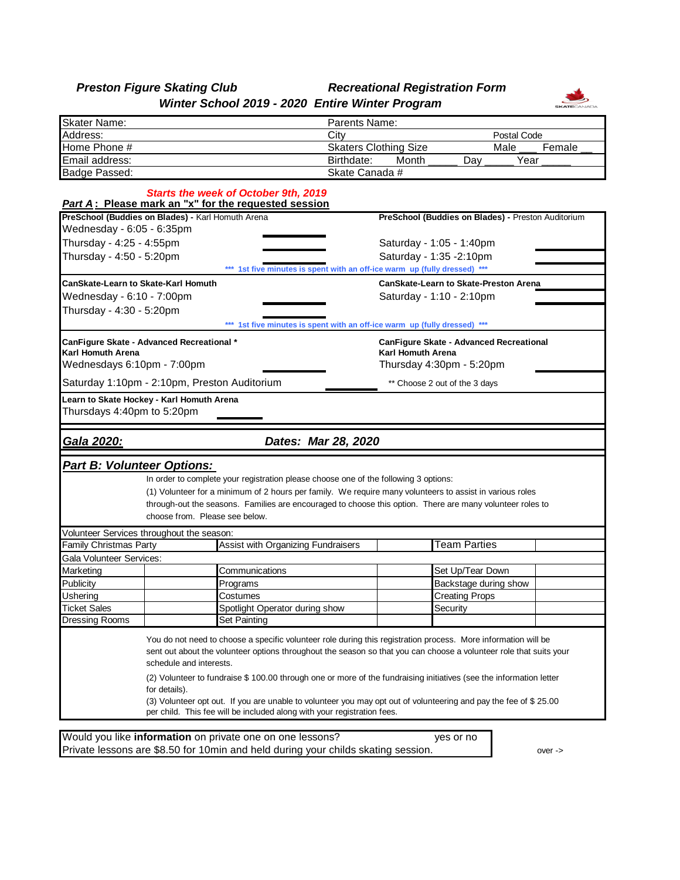# *Preston Figure Skating Club* — *Recreational Registration Form*

## *Winter School 2019 - 2020 Entire Winter Program*

| | |
|---|---|
| Skater Name: | Parents Name: |
| Address: | City / Postal Code |
| Home Phone # | Skaters Clothing Size / Male ___ Female __ |
| Email address: | Birthdate: Month _____ Day _____ Year _____ |
| Badge Passed: | Skate Canada # |

***Starts the week of October 9th, 2019***

***Part A*: Please mark an "x" for the requested session**

**PreSchool (Buddies on Blades) -** Karl Homuth Arena
- Wednesday - 6:05 - 6:35pm
- Thursday - 4:25 - 4:55pm ______
- Thursday - 4:50 - 5:20pm ______

**PreSchool (Buddies on Blades) -** Preston Auditorium
- Saturday - 1:05 - 1:40pm ______
- Saturday - 1:35 -2:10pm ______

*** 1st five minutes is spent with an off-ice warm up (fully dressed) ***

**CanSkate-Learn to Skate-Karl Homuth**
- Wednesday - 6:10 - 7:00pm ______
- Thursday - 4:30 - 5:20pm ______

**CanSkate-Learn to Skate-Preston Arena**
- Saturday - 1:10 - 2:10pm ______

*** 1st five minutes is spent with an off-ice warm up (fully dressed) ***

**CanFigure Skate - Advanced Recreational \***
**Karl Homuth Arena**
- Wednesdays 6:10pm - 7:00pm ______
- Saturday 1:10pm - 2:10pm, Preston Auditorium ______

**CanFigure Skate - Advanced Recreational**
**Karl Homuth Arena**
- Thursday 4:30pm - 5:20pm ______

** Choose 2 out of the 3 days

**Learn to Skate Hockey - Karl Homuth Arena**
- Thursdays 4:40pm to 5:20pm ______

## ***Gala 2020:*** ***Dates: Mar 28, 2020***

## ***Part B: Volunteer Options:***

In order to complete your registration please choose one of the following 3 options:

(1) Volunteer for a minimum of 2 hours per family. We require many volunteers to assist in various roles through-out the seasons. Families are encouraged to choose this option. There are many volunteer roles to choose from. Please see below.

| Volunteer Services throughout the season: | | | | | |
|---|---|---|---|---|---|
| Family Christmas Party | | Assist with Organizing Fundraisers | | Team Parties | |
| **Gala Volunteer Services:** | | | | | |
| Marketing | | Communications | | Set Up/Tear Down | |
| Publicity | | Programs | | Backstage during show | |
| Ushering | | Costumes | | Creating Props | |
| Ticket Sales | | Spotlight Operator during show | | Security | |
| Dressing Rooms | | Set Painting | | | |

You do not need to choose a specific volunteer role during this registration process. More information will be sent out about the volunteer options throughout the season so that you can choose a volunteer role that suits your schedule and interests.

(2) Volunteer to fundraise $ 100.00 through one or more of the fundraising initiatives (see the information letter for details).

(3) Volunteer opt out. If you are unable to volunteer you may opt out of volunteering and pay the fee of $ 25.00 per child. This fee will be included along with your registration fees.

Would you like **information** on private one on one lessons? yes or no
Private lessons are $8.50 for 10min and held during your childs skating session.

over ->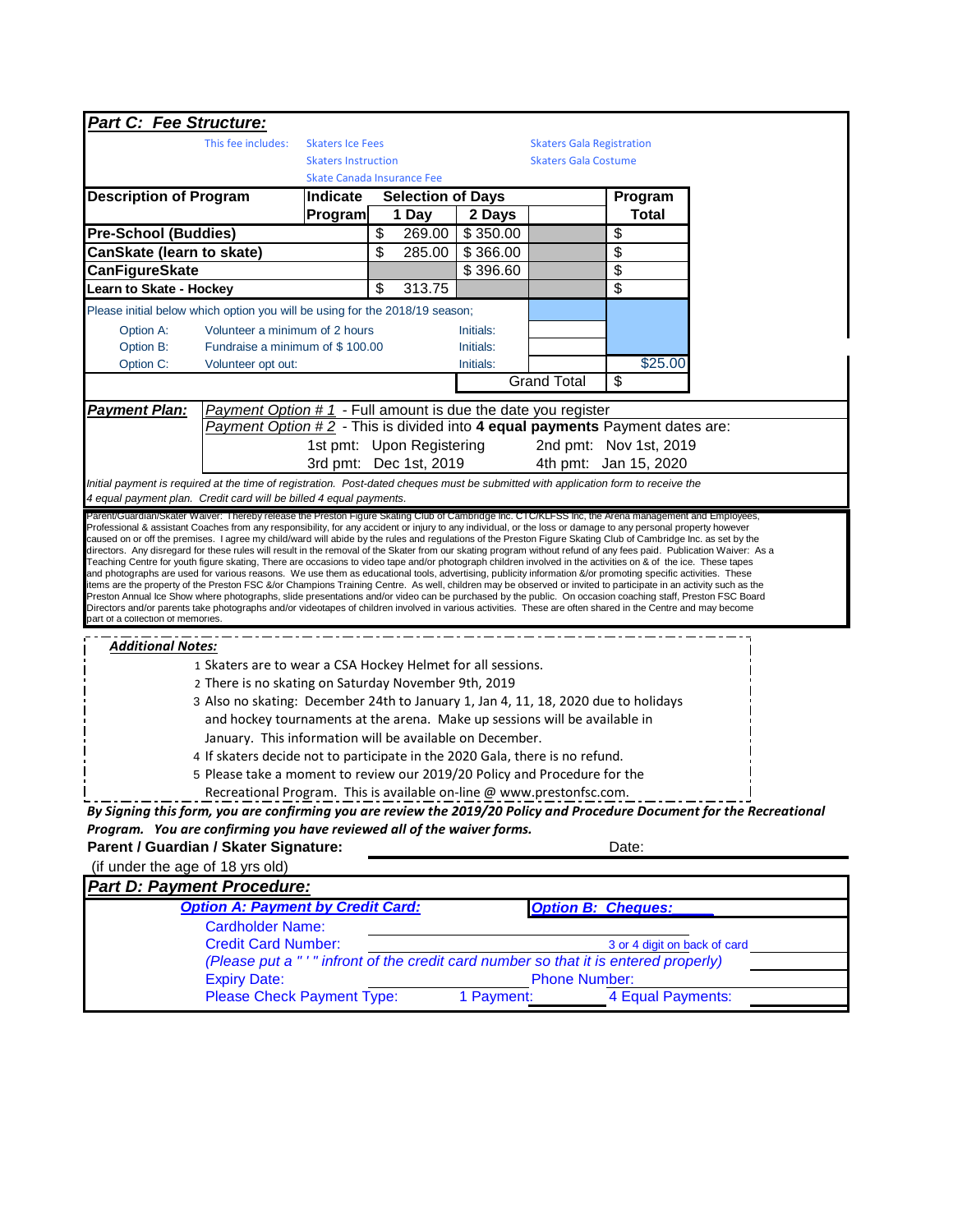## *Part C: Fee Structure:*

This fee includes: Skaters Ice Fees, Skaters Instruction, Skate Canada Insurance Fee, Skaters Gala Registration, Skaters Gala Costume

| Description of Program | Indicate Program | Selection of Days 1 Day | 2 Days | | Program Total |
|---|---|---|---|---|---|
| **Pre-School (Buddies)** | | $ 269.00 | $ 350.00 | | $ |
| **CanSkate (learn to skate)** | | $ 285.00 | $ 366.00 | | $ |
| **CanFigureSkate** | | | $ 396.60 | | $ |
| **Learn to Skate - Hockey** | | $ 313.75 | | | $ |

Please initial below which option you will be using for the 2018/19 season;

| | | | | |
|---|---|---|---|---|
| Option A: | Volunteer a minimum of 2 hours | Initials: | | |
| Option B: | Fundraise a minimum of $ 100.00 | Initials: | | |
| Option C: | Volunteer opt out: | Initials: | | $25.00 |
| | | | Grand Total | $ |

**Payment Plan:**

Payment Option # 1 - Full amount is due the date you register

Payment Option # 2 - This is divided into **4 equal payments** Payment dates are:

| | |
|---|---|
| 1st pmt: Upon Registering | 2nd pmt: Nov 1st, 2019 |
| 3rd pmt: Dec 1st, 2019 | 4th pmt: Jan 15, 2020 |

*Initial payment is required at the time of registration. Post-dated cheques must be submitted with application form to receive the 4 equal payment plan. Credit card will be billed 4 equal payments.*

Parent/Guardian/Skater Waiver: I hereby release the Preston Figure Skating Club of Cambridge Inc. CTC/KLFSS Inc, the Arena management and Employees, Professional & assistant Coaches from any responsibility, for any accident or injury to any individual, or the loss or damage to any personal property however caused on or off the premises. I agree my child/ward will abide by the rules and regulations of the Preston Figure Skating Club of Cambridge Inc. as set by the directors. Any disregard for these rules will result in the removal of the Skater from our skating program without refund of any fees paid. Publication Waiver: As a Teaching Centre for youth figure skating, There are occasions to video tape and/or photograph children involved in the activities on & of the ice. These tapes and photographs are used for various reasons. We use them as educational tools, advertising, publicity information &/or promoting specific activities. These items are the property of the Preston FSC &/or Champions Training Centre. As well, children may be observed or invited to participate in an activity such as the Preston Annual Ice Show where photographs, slide presentations and/or video can be purchased by the public. On occasion coaching staff, Preston FSC Board Directors and/or parents take photographs and/or videotapes of children involved in various activities. These are often shared in the Centre and may become part of a collection of memories.

***Additional Notes:***

1. Skaters are to wear a CSA Hockey Helmet for all sessions.
2. There is no skating on Saturday November 9th, 2019
3. Also no skating: December 24th to January 1, Jan 4, 11, 18, 2020 due to holidays and hockey tournaments at the arena. Make up sessions will be available in January. This information will be available on December.
4. If skaters decide not to participate in the 2020 Gala, there is no refund.
5. Please take a moment to review our 2019/20 Policy and Procedure for the Recreational Program. This is available on-line @ www.prestonfsc.com.

***By Signing this form, you are confirming you are review the 2019/20 Policy and Procedure Document for the Recreational Program. You are confirming you have reviewed all of the waiver forms.***

**Parent / Guardian / Skater Signature:** ______________________ Date: __________

(if under the age of 18 yrs old)

## *Part D: Payment Procedure:*

***Option A: Payment by Credit Card:*** ***Option B: Cheques:***

Cardholder Name: ______________________

Credit Card Number: ______________________ 3 or 4 digit on back of card ________

*(Please put a " ' " infront of the credit card number so that it is entered properly)*

Expiry Date: ______________________ Phone Number: ________

Please Check Payment Type: 1 Payment: ________ 4 Equal Payments: ________